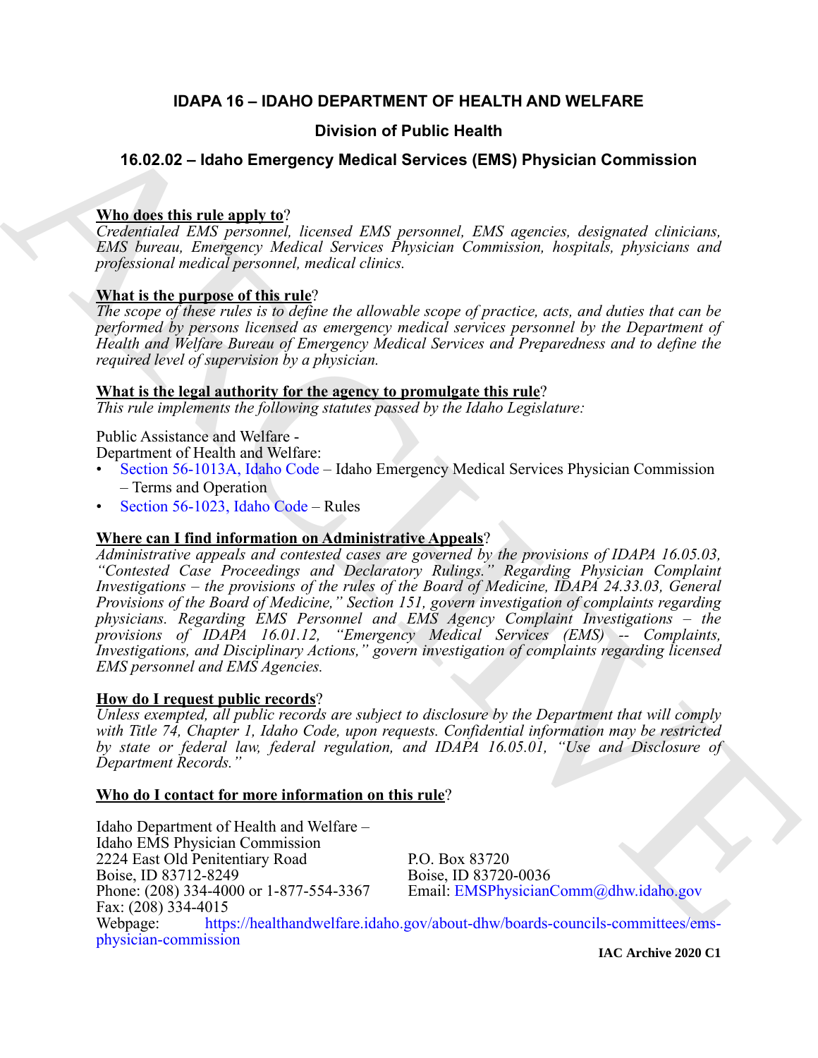# IDAPA 16 – IDAHO DEPARTMENT OF HEALTH AND WELFARE

## Division of Public Health

## 16.02.02 – Idaho Emergency Medical Services (EMS) Physician Commission

**Who does this rule apply to**?

*Credentialed EMS personnel, licensed EMS personnel, EMS agencies, designated clinicians, EMS bureau, Emergency Medical Services Physician Commission, hospitals, physicians and professional medical personnel, medical clinics.*

**What is the purpose of this rule**?

*The scope of these rules is to define the allowable scope of practice, acts, and duties that can be performed by persons licensed as emergency medical services personnel by the Department of Health and Welfare Bureau of Emergency Medical Services and Preparedness and to define the required level of supervision by a physician.*

**What is the legal authority for the agency to promulgate this rule**?

*This rule implements the following statutes passed by the Idaho Legislature:*

Public Assistance and Welfare -
Department of Health and Welfare:

- Section 56-1013A, Idaho Code – Idaho Emergency Medical Services Physician Commission – Terms and Operation
- Section 56-1023, Idaho Code – Rules

**Where can I find information on Administrative Appeals**?

*Administrative appeals and contested cases are governed by the provisions of IDAPA 16.05.03, "Contested Case Proceedings and Declaratory Rulings." Regarding Physician Complaint Investigations – the provisions of the rules of the Board of Medicine, IDAPA 24.33.03, General Provisions of the Board of Medicine," Section 151, govern investigation of complaints regarding physicians. Regarding EMS Personnel and EMS Agency Complaint Investigations – the provisions of IDAPA 16.01.12, "Emergency Medical Services (EMS) -- Complaints, Investigations, and Disciplinary Actions," govern investigation of complaints regarding licensed EMS personnel and EMS Agencies.*

**How do I request public records**?

*Unless exempted, all public records are subject to disclosure by the Department that will comply with Title 74, Chapter 1, Idaho Code, upon requests. Confidential information may be restricted by state or federal law, federal regulation, and IDAPA 16.05.01, "Use and Disclosure of Department Records."*

**Who do I contact for more information on this rule**?

Idaho Department of Health and Welfare –
Idaho EMS Physician Commission
2224 East Old Penitentiary Road
Boise, ID 83712-8249
Phone: (208) 334-4000 or 1-877-554-3367
Fax: (208) 334-4015

P.O. Box 83720
Boise, ID 83720-0036
Email: EMSPhysicianComm@dhw.idaho.gov

Webpage: https://healthandwelfare.idaho.gov/about-dhw/boards-councils-committees/ems-physician-commission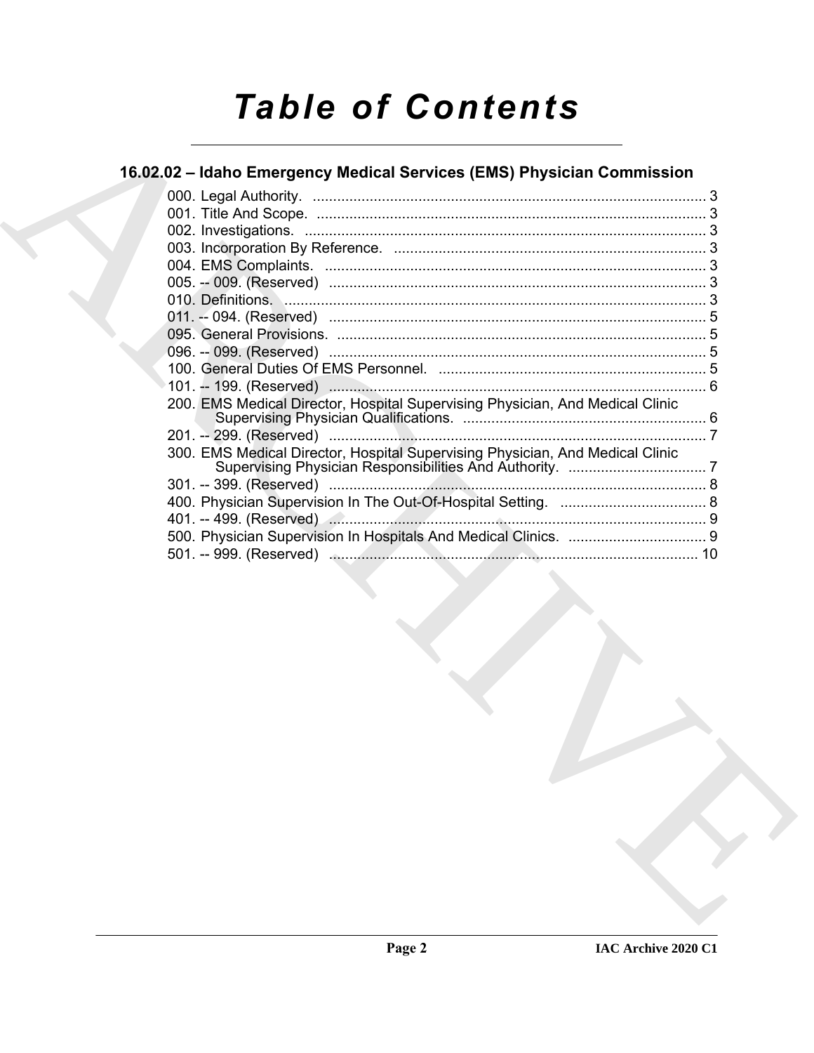# Table of Contents

## 16.02.02 – Idaho Emergency Medical Services (EMS) Physician Commission

000. Legal Authority. ........................................................................................ 3
001. Title And Scope. ........................................................................................ 3
002. Investigations. ........................................................................................ 3
003. Incorporation By Reference. ........................................................................................ 3
004. EMS Complaints. ........................................................................................ 3
005. -- 009. (Reserved) ........................................................................................ 3
010. Definitions. ........................................................................................ 3
011. -- 094. (Reserved) ........................................................................................ 5
095. General Provisions. ........................................................................................ 5
096. -- 099. (Reserved) ........................................................................................ 5
100. General Duties Of EMS Personnel. ........................................................................................ 5
101. -- 199. (Reserved) ........................................................................................ 6
200. EMS Medical Director, Hospital Supervising Physician, And Medical Clinic Supervising Physician Qualifications. ........................................................................................ 6
201. -- 299. (Reserved) ........................................................................................ 7
300. EMS Medical Director, Hospital Supervising Physician, And Medical Clinic Supervising Physician Responsibilities And Authority. ........................................................................................ 7
301. -- 399. (Reserved) ........................................................................................ 8
400. Physician Supervision In The Out-Of-Hospital Setting. ........................................................................................ 8
401. -- 499. (Reserved) ........................................................................................ 9
500. Physician Supervision In Hospitals And Medical Clinics. ........................................................................................ 9
501. -- 999. (Reserved) ........................................................................................ 10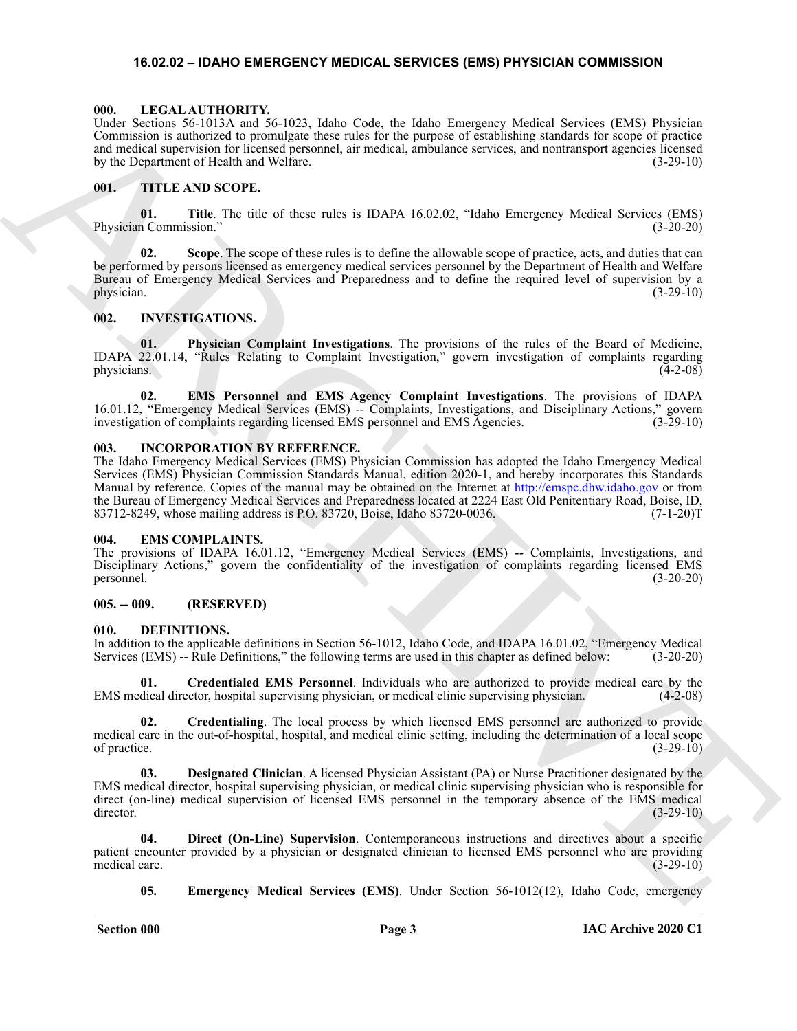# 16.02.02 – IDAHO EMERGENCY MEDICAL SERVICES (EMS) PHYSICIAN COMMISSION

### 000. LEGAL AUTHORITY.

Under Sections 56-1013A and 56-1023, Idaho Code, the Idaho Emergency Medical Services (EMS) Physician Commission is authorized to promulgate these rules for the purpose of establishing standards for scope of practice and medical supervision for licensed personnel, air medical, ambulance services, and nontransport agencies licensed by the Department of Health and Welfare. (3-29-10)

### 001. TITLE AND SCOPE.

**01. Title**. The title of these rules is IDAPA 16.02.02, "Idaho Emergency Medical Services (EMS) Physician Commission." (3-20-20)

**02. Scope**. The scope of these rules is to define the allowable scope of practice, acts, and duties that can be performed by persons licensed as emergency medical services personnel by the Department of Health and Welfare Bureau of Emergency Medical Services and Preparedness and to define the required level of supervision by a physician. (3-29-10)

### 002. INVESTIGATIONS.

**01. Physician Complaint Investigations**. The provisions of the rules of the Board of Medicine, IDAPA 22.01.14, "Rules Relating to Complaint Investigation," govern investigation of complaints regarding physicians. (4-2-08)

**02. EMS Personnel and EMS Agency Complaint Investigations**. The provisions of IDAPA 16.01.12, "Emergency Medical Services (EMS) -- Complaints, Investigations, and Disciplinary Actions," govern investigation of complaints regarding licensed EMS personnel and EMS Agencies. (3-29-10)

### 003. INCORPORATION BY REFERENCE.

The Idaho Emergency Medical Services (EMS) Physician Commission has adopted the Idaho Emergency Medical Services (EMS) Physician Commission Standards Manual, edition 2020-1, and hereby incorporates this Standards Manual by reference. Copies of the manual may be obtained on the Internet at http://emspc.dhw.idaho.gov or from the Bureau of Emergency Medical Services and Preparedness located at 2224 East Old Penitentiary Road, Boise, ID, 83712-8249, whose mailing address is P.O. 83720, Boise, Idaho 83720-0036. (7-1-20)T

### 004. EMS COMPLAINTS.

The provisions of IDAPA 16.01.12, "Emergency Medical Services (EMS) -- Complaints, Investigations, and Disciplinary Actions," govern the confidentiality of the investigation of complaints regarding licensed EMS personnel. (3-20-20)

### 005. -- 009. (RESERVED)

### 010. DEFINITIONS.

In addition to the applicable definitions in Section 56-1012, Idaho Code, and IDAPA 16.01.02, "Emergency Medical Services (EMS) -- Rule Definitions," the following terms are used in this chapter as defined below: (3-20-20)

**01. Credentialed EMS Personnel**. Individuals who are authorized to provide medical care by the EMS medical director, hospital supervising physician, or medical clinic supervising physician. (4-2-08)

**02. Credentialing**. The local process by which licensed EMS personnel are authorized to provide medical care in the out-of-hospital, hospital, and medical clinic setting, including the determination of a local scope of practice. (3-29-10)

**03. Designated Clinician**. A licensed Physician Assistant (PA) or Nurse Practitioner designated by the EMS medical director, hospital supervising physician, or medical clinic supervising physician who is responsible for direct (on-line) medical supervision of licensed EMS personnel in the temporary absence of the EMS medical director. (3-29-10)

**04. Direct (On-Line) Supervision**. Contemporaneous instructions and directives about a specific patient encounter provided by a physician or designated clinician to licensed EMS personnel who are providing medical care. (3-29-10)

**05. Emergency Medical Services (EMS)**. Under Section 56-1012(12), Idaho Code, emergency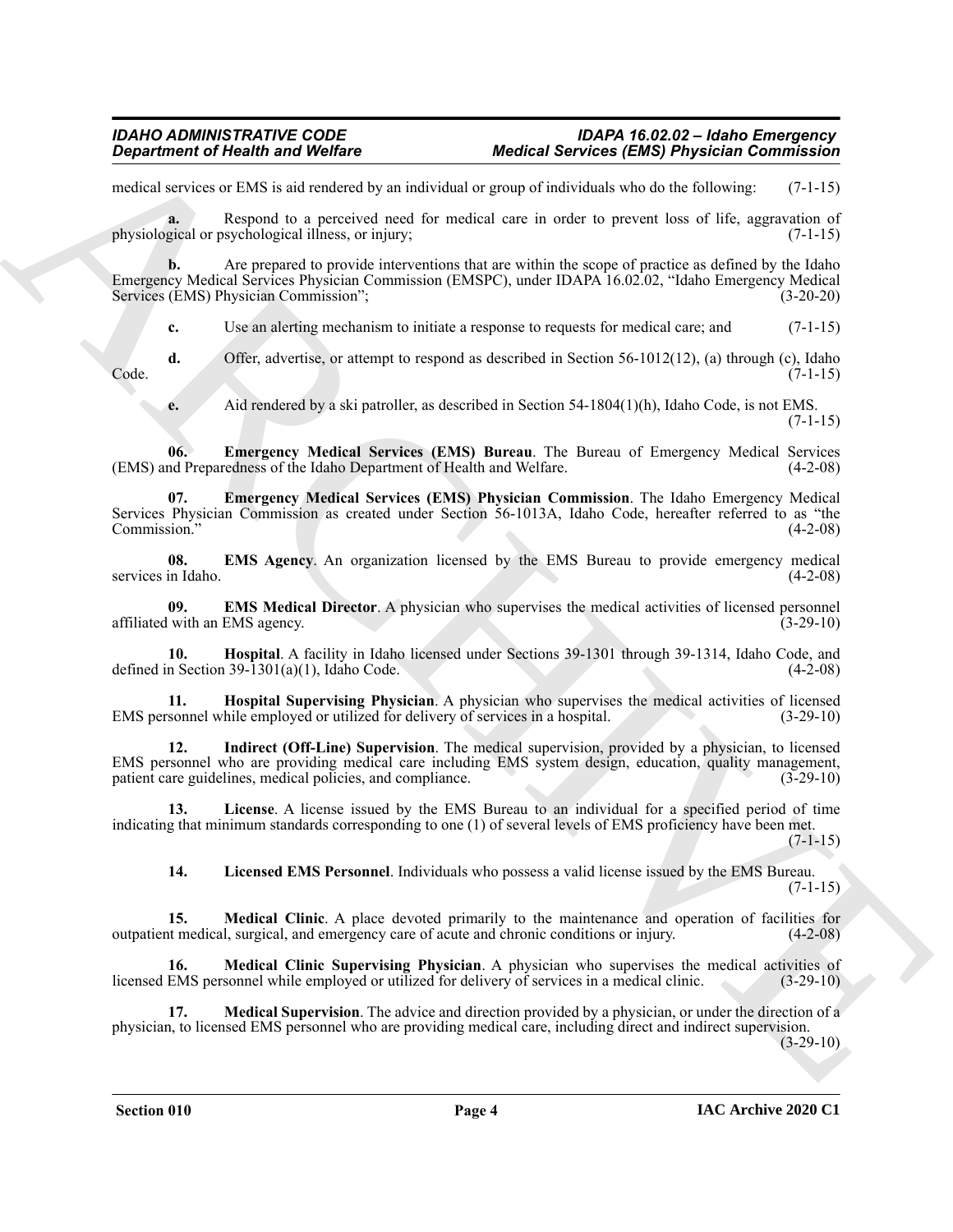medical services or EMS is aid rendered by an individual or group of individuals who do the following: (7-1-15)

**a.** Respond to a perceived need for medical care in order to prevent loss of life, aggravation of physiological or psychological illness, or injury; (7-1-15)

**b.** Are prepared to provide interventions that are within the scope of practice as defined by the Idaho Emergency Medical Services Physician Commission (EMSPC), under IDAPA 16.02.02, "Idaho Emergency Medical Services (EMS) Physician Commission"; (3-20-20)

**c.** Use an alerting mechanism to initiate a response to requests for medical care; and (7-1-15)

**d.** Offer, advertise, or attempt to respond as described in Section 56-1012(12), (a) through (c), Idaho Code. (7-1-15)

**e.** Aid rendered by a ski patroller, as described in Section 54-1804(1)(h), Idaho Code, is not EMS. (7-1-15)

**06. Emergency Medical Services (EMS) Bureau**. The Bureau of Emergency Medical Services (EMS) and Preparedness of the Idaho Department of Health and Welfare. (4-2-08)

**07. Emergency Medical Services (EMS) Physician Commission**. The Idaho Emergency Medical Services Physician Commission as created under Section 56-1013A, Idaho Code, hereafter referred to as "the Commission." (4-2-08)

**08. EMS Agency**. An organization licensed by the EMS Bureau to provide emergency medical services in Idaho. (4-2-08)

**09. EMS Medical Director**. A physician who supervises the medical activities of licensed personnel affiliated with an EMS agency. (3-29-10)

**10. Hospital**. A facility in Idaho licensed under Sections 39-1301 through 39-1314, Idaho Code, and defined in Section 39-1301(a)(1), Idaho Code. (4-2-08)

**11. Hospital Supervising Physician**. A physician who supervises the medical activities of licensed EMS personnel while employed or utilized for delivery of services in a hospital. (3-29-10)

**12. Indirect (Off-Line) Supervision**. The medical supervision, provided by a physician, to licensed EMS personnel who are providing medical care including EMS system design, education, quality management, patient care guidelines, medical policies, and compliance. (3-29-10)

**13. License**. A license issued by the EMS Bureau to an individual for a specified period of time indicating that minimum standards corresponding to one (1) of several levels of EMS proficiency have been met. (7-1-15)

**14. Licensed EMS Personnel**. Individuals who possess a valid license issued by the EMS Bureau. (7-1-15)

**15. Medical Clinic**. A place devoted primarily to the maintenance and operation of facilities for outpatient medical, surgical, and emergency care of acute and chronic conditions or injury. (4-2-08)

**16. Medical Clinic Supervising Physician**. A physician who supervises the medical activities of licensed EMS personnel while employed or utilized for delivery of services in a medical clinic. (3-29-10)

**17. Medical Supervision**. The advice and direction provided by a physician, or under the direction of a physician, to licensed EMS personnel who are providing medical care, including direct and indirect supervision. (3-29-10)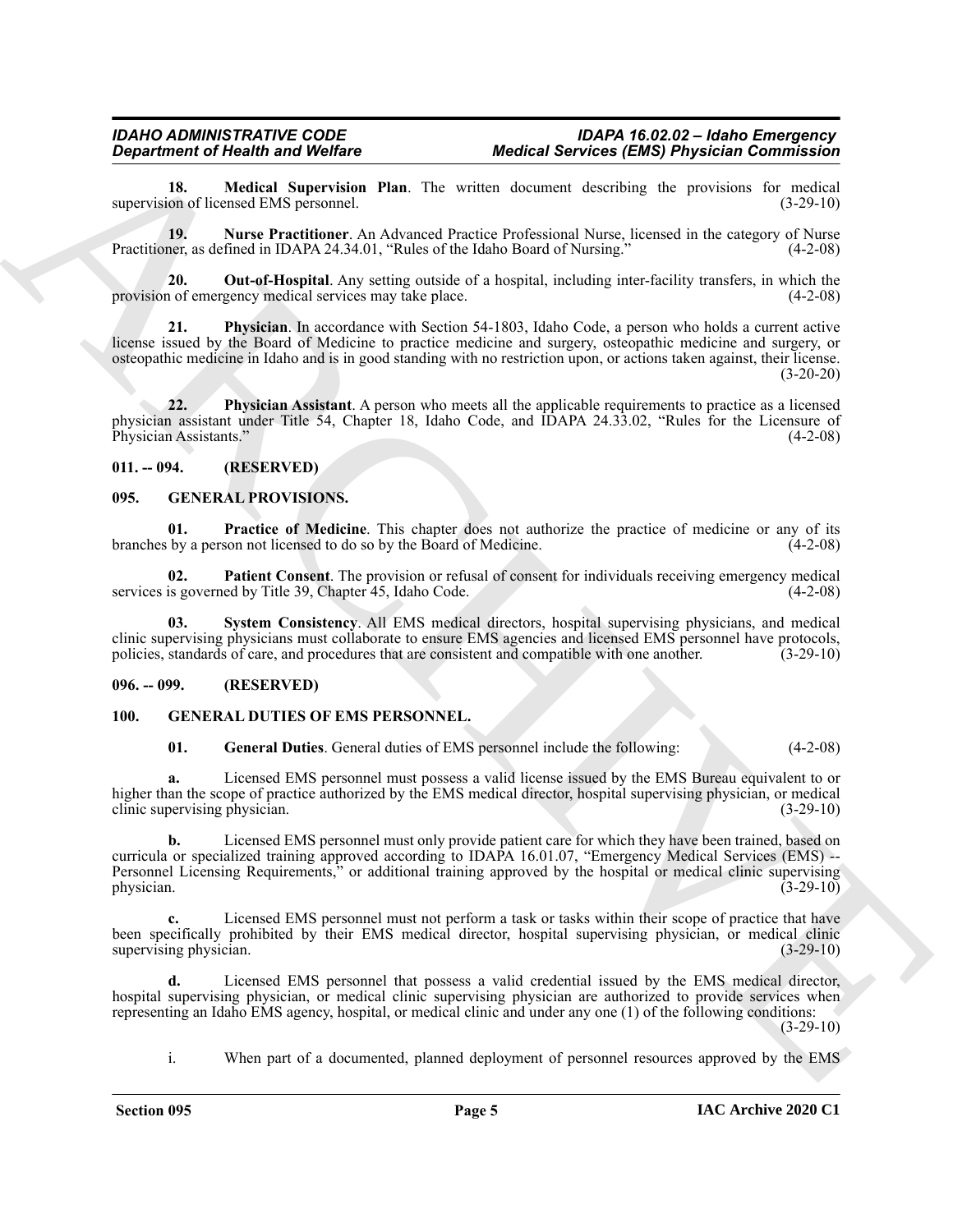**18. Medical Supervision Plan**. The written document describing the provisions for medical supervision of licensed EMS personnel. (3-29-10)

**19. Nurse Practitioner**. An Advanced Practice Professional Nurse, licensed in the category of Nurse Practitioner, as defined in IDAPA 24.34.01, "Rules of the Idaho Board of Nursing." (4-2-08)

**20. Out-of-Hospital**. Any setting outside of a hospital, including inter-facility transfers, in which the provision of emergency medical services may take place. (4-2-08)

**21. Physician**. In accordance with Section 54-1803, Idaho Code, a person who holds a current active license issued by the Board of Medicine to practice medicine and surgery, osteopathic medicine and surgery, or osteopathic medicine in Idaho and is in good standing with no restriction upon, or actions taken against, their license. (3-20-20)

**22. Physician Assistant**. A person who meets all the applicable requirements to practice as a licensed physician assistant under Title 54, Chapter 18, Idaho Code, and IDAPA 24.33.02, "Rules for the Licensure of Physician Assistants." (4-2-08)

## 011. -- 094. (RESERVED)

## 095. GENERAL PROVISIONS.

**01. Practice of Medicine**. This chapter does not authorize the practice of medicine or any of its branches by a person not licensed to do so by the Board of Medicine. (4-2-08)

**02. Patient Consent**. The provision or refusal of consent for individuals receiving emergency medical services is governed by Title 39, Chapter 45, Idaho Code. (4-2-08)

**03. System Consistency**. All EMS medical directors, hospital supervising physicians, and medical clinic supervising physicians must collaborate to ensure EMS agencies and licensed EMS personnel have protocols, policies, standards of care, and procedures that are consistent and compatible with one another. (3-29-10)

## 096. -- 099. (RESERVED)

## 100. GENERAL DUTIES OF EMS PERSONNEL.

**01. General Duties**. General duties of EMS personnel include the following: (4-2-08)

**a.** Licensed EMS personnel must possess a valid license issued by the EMS Bureau equivalent to or higher than the scope of practice authorized by the EMS medical director, hospital supervising physician, or medical clinic supervising physician. (3-29-10)

**b.** Licensed EMS personnel must only provide patient care for which they have been trained, based on curricula or specialized training approved according to IDAPA 16.01.07, "Emergency Medical Services (EMS) -- Personnel Licensing Requirements," or additional training approved by the hospital or medical clinic supervising physician. (3-29-10)

**c.** Licensed EMS personnel must not perform a task or tasks within their scope of practice that have been specifically prohibited by their EMS medical director, hospital supervising physician, or medical clinic supervising physician. (3-29-10)

**d.** Licensed EMS personnel that possess a valid credential issued by the EMS medical director, hospital supervising physician, or medical clinic supervising physician are authorized to provide services when representing an Idaho EMS agency, hospital, or medical clinic and under any one (1) of the following conditions: (3-29-10)

i. When part of a documented, planned deployment of personnel resources approved by the EMS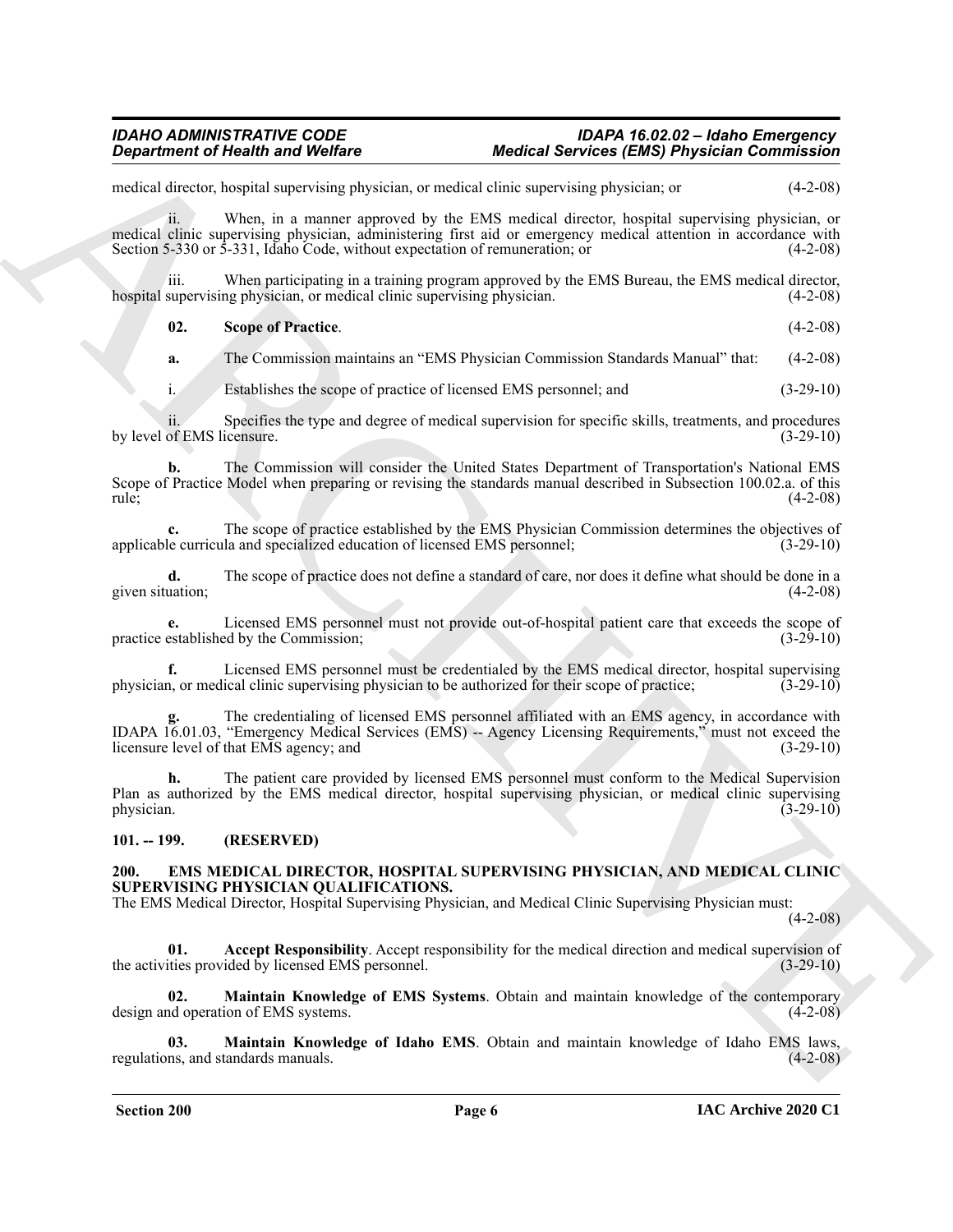medical director, hospital supervising physician, or medical clinic supervising physician; or (4-2-08)

ii. When, in a manner approved by the EMS medical director, hospital supervising physician, or medical clinic supervising physician, administering first aid or emergency medical attention in accordance with Section 5-330 or 5-331, Idaho Code, without expectation of remuneration; or (4-2-08)

iii. When participating in a training program approved by the EMS Bureau, the EMS medical director, hospital supervising physician, or medical clinic supervising physician. (4-2-08)

**02. Scope of Practice**. (4-2-08)

**a.** The Commission maintains an "EMS Physician Commission Standards Manual" that: (4-2-08)

i. Establishes the scope of practice of licensed EMS personnel; and (3-29-10)

ii. Specifies the type and degree of medical supervision for specific skills, treatments, and procedures by level of EMS licensure. (3-29-10)

**b.** The Commission will consider the United States Department of Transportation's National EMS Scope of Practice Model when preparing or revising the standards manual described in Subsection 100.02.a. of this rule; (4-2-08)

**c.** The scope of practice established by the EMS Physician Commission determines the objectives of applicable curricula and specialized education of licensed EMS personnel; (3-29-10)

**d.** The scope of practice does not define a standard of care, nor does it define what should be done in a given situation; (4-2-08)

**e.** Licensed EMS personnel must not provide out-of-hospital patient care that exceeds the scope of practice established by the Commission; (3-29-10)

**f.** Licensed EMS personnel must be credentialed by the EMS medical director, hospital supervising physician, or medical clinic supervising physician to be authorized for their scope of practice; (3-29-10)

**g.** The credentialing of licensed EMS personnel affiliated with an EMS agency, in accordance with IDAPA 16.01.03, "Emergency Medical Services (EMS) -- Agency Licensing Requirements," must not exceed the licensure level of that EMS agency; and (3-29-10)

**h.** The patient care provided by licensed EMS personnel must conform to the Medical Supervision Plan as authorized by the EMS medical director, hospital supervising physician, or medical clinic supervising physician. (3-29-10)

## 101. -- 199. (RESERVED)

## 200. EMS MEDICAL DIRECTOR, HOSPITAL SUPERVISING PHYSICIAN, AND MEDICAL CLINIC SUPERVISING PHYSICIAN QUALIFICATIONS.

The EMS Medical Director, Hospital Supervising Physician, and Medical Clinic Supervising Physician must: (4-2-08)

**01. Accept Responsibility**. Accept responsibility for the medical direction and medical supervision of the activities provided by licensed EMS personnel. (3-29-10)

**02. Maintain Knowledge of EMS Systems**. Obtain and maintain knowledge of the contemporary design and operation of EMS systems. (4-2-08)

**03. Maintain Knowledge of Idaho EMS**. Obtain and maintain knowledge of Idaho EMS laws, regulations, and standards manuals. (4-2-08)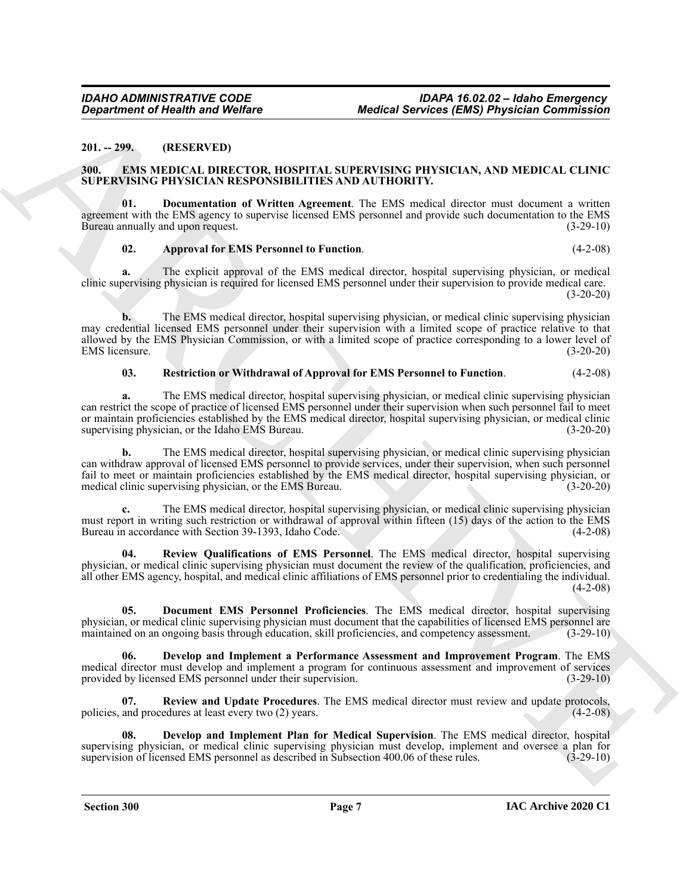**201. -- 299. (RESERVED)**

**300. EMS MEDICAL DIRECTOR, HOSPITAL SUPERVISING PHYSICIAN, AND MEDICAL CLINIC SUPERVISING PHYSICIAN RESPONSIBILITIES AND AUTHORITY.**

**01. Documentation of Written Agreement**. The EMS medical director must document a written agreement with the EMS agency to supervise licensed EMS personnel and provide such documentation to the EMS Bureau annually and upon request. (3-29-10)

**02. Approval for EMS Personnel to Function**. (4-2-08)

**a.** The explicit approval of the EMS medical director, hospital supervising physician, or medical clinic supervising physician is required for licensed EMS personnel under their supervision to provide medical care. (3-20-20)

**b.** The EMS medical director, hospital supervising physician, or medical clinic supervising physician may credential licensed EMS personnel under their supervision with a limited scope of practice relative to that allowed by the EMS Physician Commission, or with a limited scope of practice corresponding to a lower level of EMS licensure. (3-20-20)

**03. Restriction or Withdrawal of Approval for EMS Personnel to Function**. (4-2-08)

**a.** The EMS medical director, hospital supervising physician, or medical clinic supervising physician can restrict the scope of practice of licensed EMS personnel under their supervision when such personnel fail to meet or maintain proficiencies established by the EMS medical director, hospital supervising physician, or medical clinic supervising physician, or the Idaho EMS Bureau. (3-20-20)

**b.** The EMS medical director, hospital supervising physician, or medical clinic supervising physician can withdraw approval of licensed EMS personnel to provide services, under their supervision, when such personnel fail to meet or maintain proficiencies established by the EMS medical director, hospital supervising physician, or medical clinic supervising physician, or the EMS Bureau. (3-20-20)

**c.** The EMS medical director, hospital supervising physician, or medical clinic supervising physician must report in writing such restriction or withdrawal of approval within fifteen (15) days of the action to the EMS Bureau in accordance with Section 39-1393, Idaho Code. (4-2-08)

**04. Review Qualifications of EMS Personnel**. The EMS medical director, hospital supervising physician, or medical clinic supervising physician must document the review of the qualification, proficiencies, and all other EMS agency, hospital, and medical clinic affiliations of EMS personnel prior to credentialing the individual. (4-2-08)

**05. Document EMS Personnel Proficiencies**. The EMS medical director, hospital supervising physician, or medical clinic supervising physician must document that the capabilities of licensed EMS personnel are maintained on an ongoing basis through education, skill proficiencies, and competency assessment. (3-29-10)

**06. Develop and Implement a Performance Assessment and Improvement Program**. The EMS medical director must develop and implement a program for continuous assessment and improvement of services provided by licensed EMS personnel under their supervision. (3-29-10)

**07. Review and Update Procedures**. The EMS medical director must review and update protocols, policies, and procedures at least every two (2) years. (4-2-08)

**08. Develop and Implement Plan for Medical Supervision**. The EMS medical director, hospital supervising physician, or medical clinic supervising physician must develop, implement and oversee a plan for supervision of licensed EMS personnel as described in Subsection 400.06 of these rules. (3-29-10)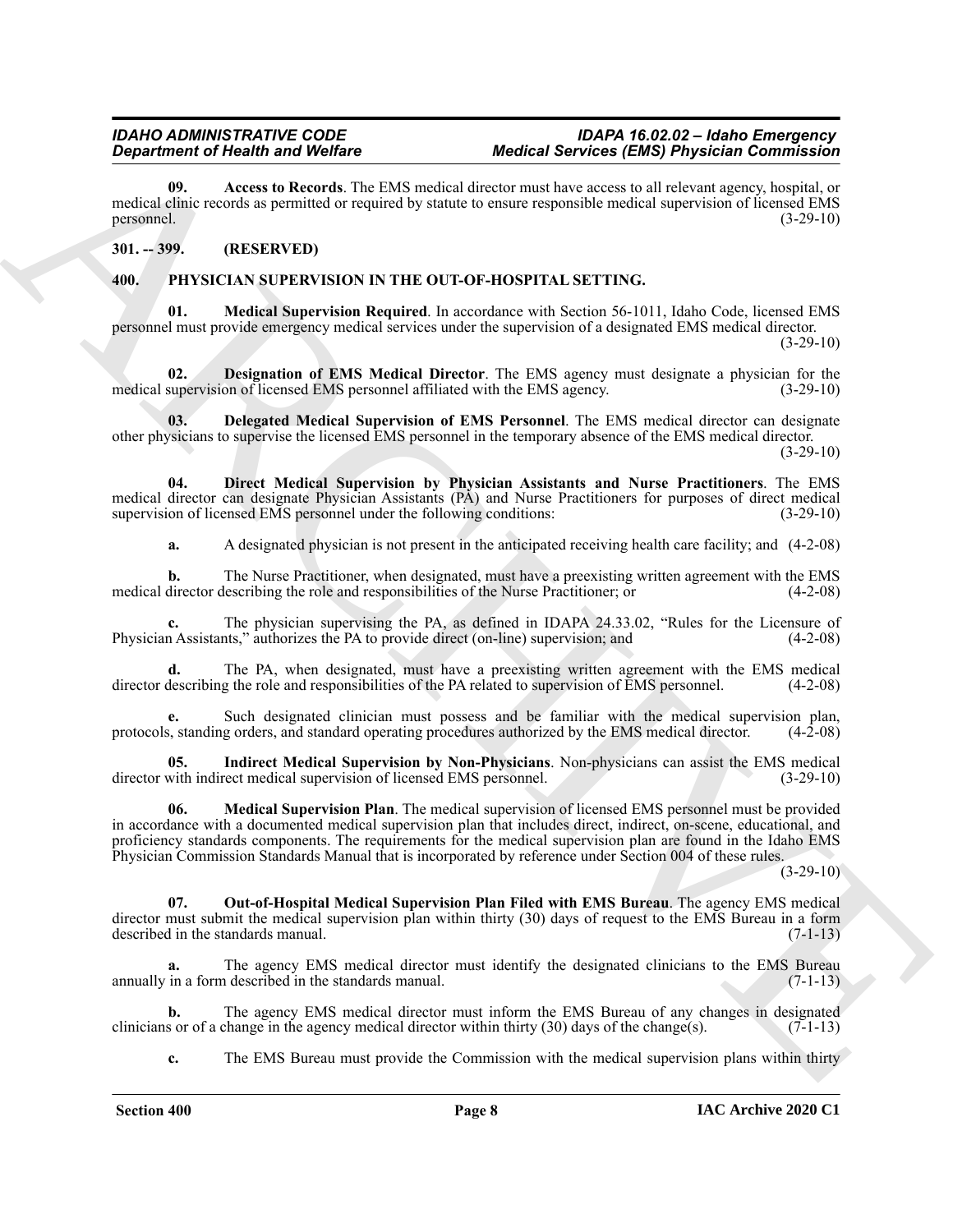**09. Access to Records**. The EMS medical director must have access to all relevant agency, hospital, or medical clinic records as permitted or required by statute to ensure responsible medical supervision of licensed EMS personnel. (3-29-10)

## 301. -- 399. (RESERVED)

## 400. PHYSICIAN SUPERVISION IN THE OUT-OF-HOSPITAL SETTING.

**01. Medical Supervision Required**. In accordance with Section 56-1011, Idaho Code, licensed EMS personnel must provide emergency medical services under the supervision of a designated EMS medical director. (3-29-10)

**02. Designation of EMS Medical Director**. The EMS agency must designate a physician for the medical supervision of licensed EMS personnel affiliated with the EMS agency. (3-29-10)

**03. Delegated Medical Supervision of EMS Personnel**. The EMS medical director can designate other physicians to supervise the licensed EMS personnel in the temporary absence of the EMS medical director. (3-29-10)

**04. Direct Medical Supervision by Physician Assistants and Nurse Practitioners**. The EMS medical director can designate Physician Assistants (PA) and Nurse Practitioners for purposes of direct medical supervision of licensed EMS personnel under the following conditions: (3-29-10)

**a.** A designated physician is not present in the anticipated receiving health care facility; and (4-2-08)

**b.** The Nurse Practitioner, when designated, must have a preexisting written agreement with the EMS medical director describing the role and responsibilities of the Nurse Practitioner; or (4-2-08)

**c.** The physician supervising the PA, as defined in IDAPA 24.33.02, "Rules for the Licensure of Physician Assistants," authorizes the PA to provide direct (on-line) supervision; and (4-2-08)

**d.** The PA, when designated, must have a preexisting written agreement with the EMS medical director describing the role and responsibilities of the PA related to supervision of EMS personnel. (4-2-08)

**e.** Such designated clinician must possess and be familiar with the medical supervision plan, protocols, standing orders, and standard operating procedures authorized by the EMS medical director. (4-2-08)

**05. Indirect Medical Supervision by Non-Physicians**. Non-physicians can assist the EMS medical director with indirect medical supervision of licensed EMS personnel. (3-29-10)

**06. Medical Supervision Plan**. The medical supervision of licensed EMS personnel must be provided in accordance with a documented medical supervision plan that includes direct, indirect, on-scene, educational, and proficiency standards components. The requirements for the medical supervision plan are found in the Idaho EMS Physician Commission Standards Manual that is incorporated by reference under Section 004 of these rules. (3-29-10)

**07. Out-of-Hospital Medical Supervision Plan Filed with EMS Bureau**. The agency EMS medical director must submit the medical supervision plan within thirty (30) days of request to the EMS Bureau in a form described in the standards manual. (7-1-13)

**a.** The agency EMS medical director must identify the designated clinicians to the EMS Bureau annually in a form described in the standards manual. (7-1-13)

**b.** The agency EMS medical director must inform the EMS Bureau of any changes in designated clinicians or of a change in the agency medical director within thirty (30) days of the change(s). (7-1-13)

**c.** The EMS Bureau must provide the Commission with the medical supervision plans within thirty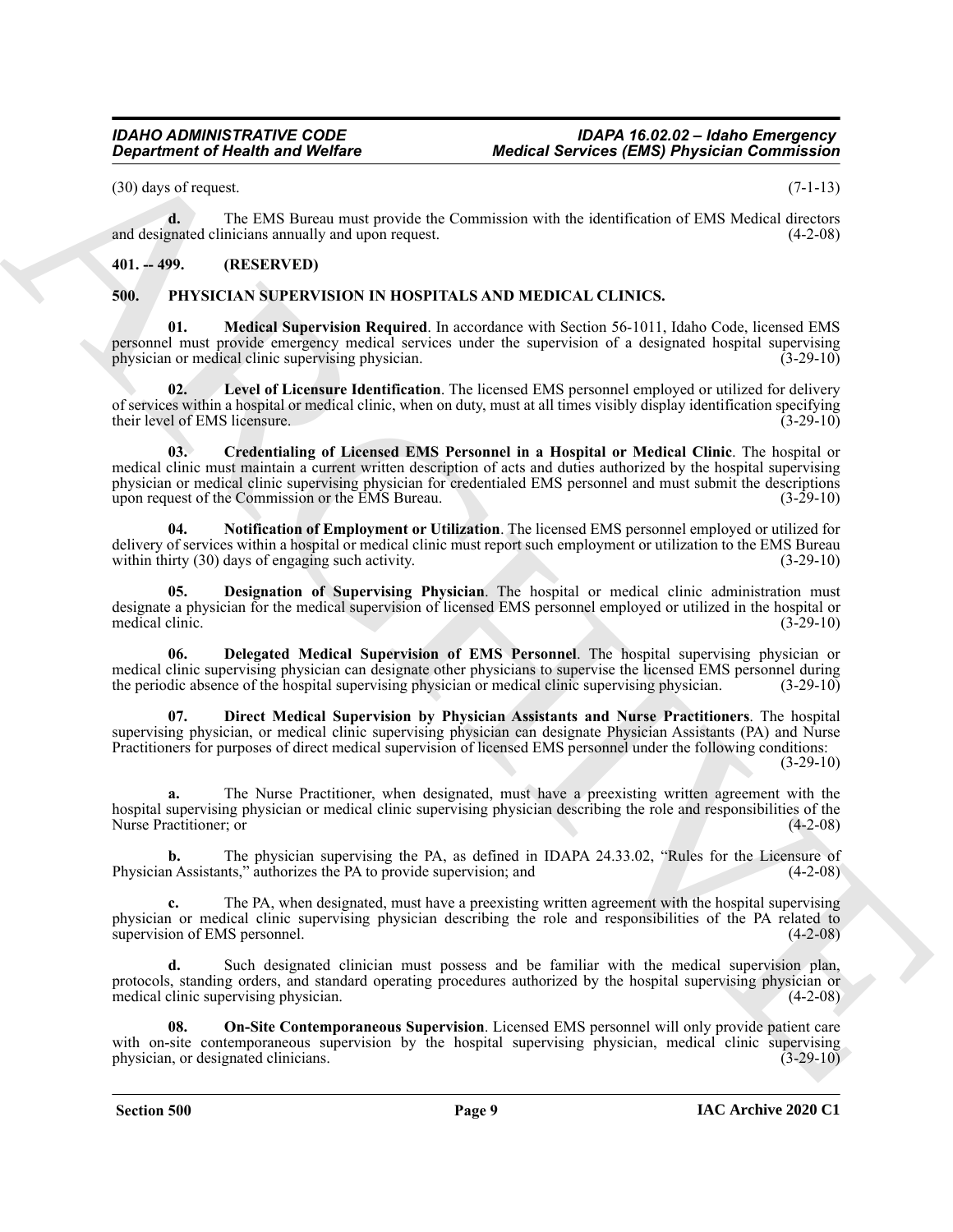(30) days of request. (7-1-13)

**d.** The EMS Bureau must provide the Commission with the identification of EMS Medical directors and designated clinicians annually and upon request. (4-2-08)

## 401. -- 499. (RESERVED)

## 500. PHYSICIAN SUPERVISION IN HOSPITALS AND MEDICAL CLINICS.

**01. Medical Supervision Required**. In accordance with Section 56-1011, Idaho Code, licensed EMS personnel must provide emergency medical services under the supervision of a designated hospital supervising physician or medical clinic supervising physician. (3-29-10)

**02. Level of Licensure Identification**. The licensed EMS personnel employed or utilized for delivery of services within a hospital or medical clinic, when on duty, must at all times visibly display identification specifying their level of EMS licensure. (3-29-10)

**03. Credentialing of Licensed EMS Personnel in a Hospital or Medical Clinic**. The hospital or medical clinic must maintain a current written description of acts and duties authorized by the hospital supervising physician or medical clinic supervising physician for credentialed EMS personnel and must submit the descriptions upon request of the Commission or the EMS Bureau. (3-29-10)

**04. Notification of Employment or Utilization**. The licensed EMS personnel employed or utilized for delivery of services within a hospital or medical clinic must report such employment or utilization to the EMS Bureau within thirty (30) days of engaging such activity. (3-29-10)

**05. Designation of Supervising Physician**. The hospital or medical clinic administration must designate a physician for the medical supervision of licensed EMS personnel employed or utilized in the hospital or medical clinic. (3-29-10)

**06. Delegated Medical Supervision of EMS Personnel**. The hospital supervising physician or medical clinic supervising physician can designate other physicians to supervise the licensed EMS personnel during the periodic absence of the hospital supervising physician or medical clinic supervising physician. (3-29-10)

**07. Direct Medical Supervision by Physician Assistants and Nurse Practitioners**. The hospital supervising physician, or medical clinic supervising physician can designate Physician Assistants (PA) and Nurse Practitioners for purposes of direct medical supervision of licensed EMS personnel under the following conditions: (3-29-10)

**a.** The Nurse Practitioner, when designated, must have a preexisting written agreement with the hospital supervising physician or medical clinic supervising physician describing the role and responsibilities of the Nurse Practitioner; or (4-2-08)

**b.** The physician supervising the PA, as defined in IDAPA 24.33.02, "Rules for the Licensure of Physician Assistants," authorizes the PA to provide supervision; and (4-2-08)

**c.** The PA, when designated, must have a preexisting written agreement with the hospital supervising physician or medical clinic supervising physician describing the role and responsibilities of the PA related to supervision of EMS personnel. (4-2-08)

**d.** Such designated clinician must possess and be familiar with the medical supervision plan, protocols, standing orders, and standard operating procedures authorized by the hospital supervising physician or medical clinic supervising physician. (4-2-08)

**08. On-Site Contemporaneous Supervision**. Licensed EMS personnel will only provide patient care with on-site contemporaneous supervision by the hospital supervising physician, medical clinic supervising physician, or designated clinicians. (3-29-10)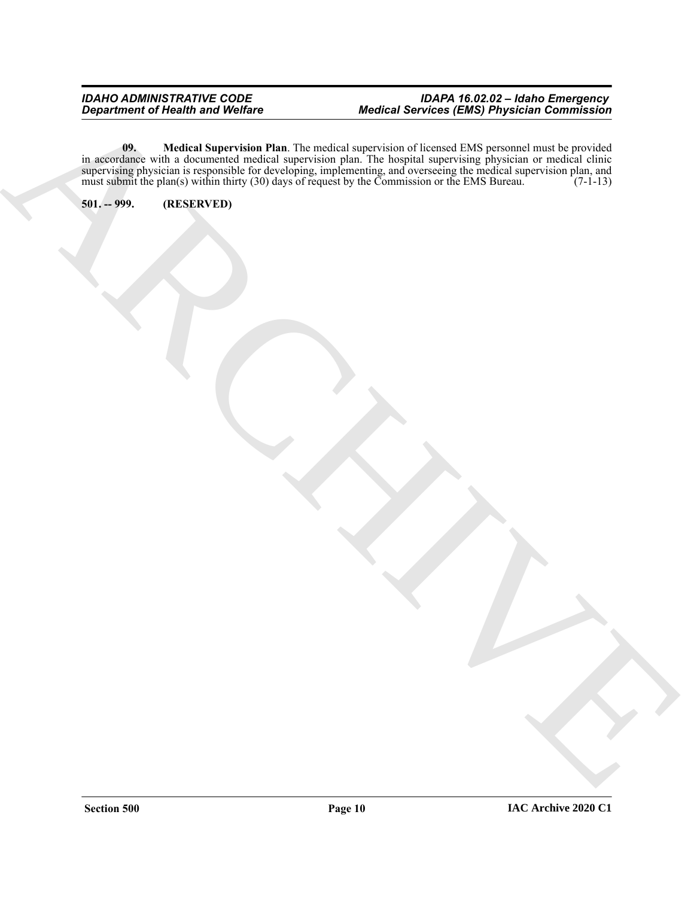**09. Medical Supervision Plan**. The medical supervision of licensed EMS personnel must be provided in accordance with a documented medical supervision plan. The hospital supervising physician or medical clinic supervising physician is responsible for developing, implementing, and overseeing the medical supervision plan, and must submit the plan(s) within thirty (30) days of request by the Commission or the EMS Bureau. (7-1-13)

**501. -- 999. (RESERVED)**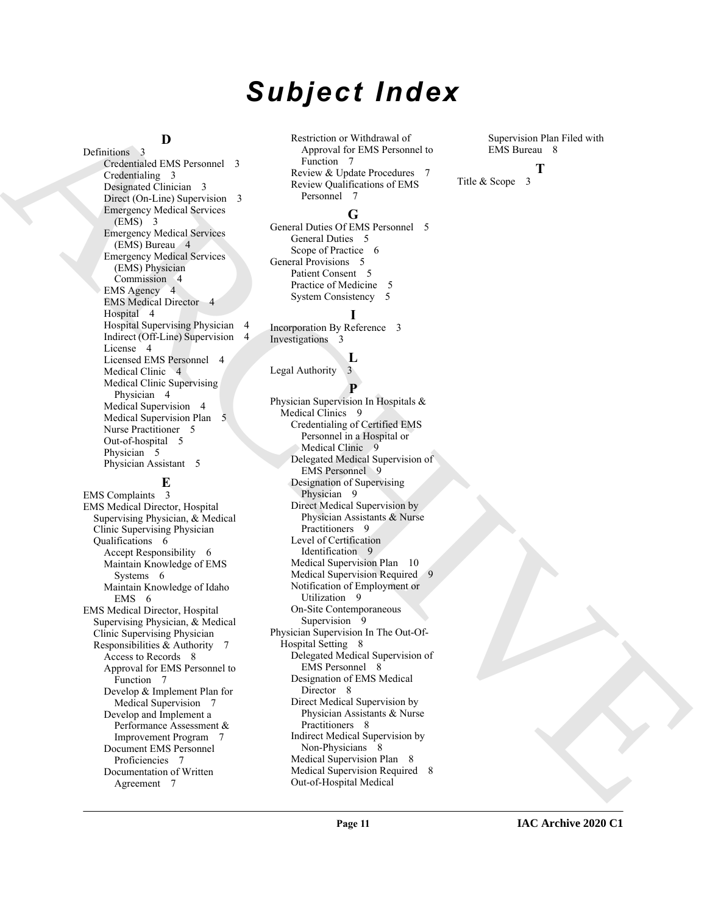# Subject Index

**D**

Definitions 3
- Credentialed EMS Personnel 3
- Credentialing 3
- Designated Clinician 3
- Direct (On-Line) Supervision 3
- Emergency Medical Services (EMS) 3
- Emergency Medical Services (EMS) Bureau 4
- Emergency Medical Services (EMS) Physician Commission 4
- EMS Agency 4
- EMS Medical Director 4
- Hospital 4
- Hospital Supervising Physician 4
- Indirect (Off-Line) Supervision 4
- License 4
- Licensed EMS Personnel 4
- Medical Clinic 4
- Medical Clinic Supervising Physician 4
- Medical Supervision 4
- Medical Supervision Plan 5
- Nurse Practitioner 5
- Out-of-hospital 5
- Physician 5
- Physician Assistant 5

**E**

EMS Complaints 3

EMS Medical Director, Hospital Supervising Physician, & Medical Clinic Supervising Physician Qualifications 6
- Accept Responsibility 6
- Maintain Knowledge of EMS Systems 6
- Maintain Knowledge of Idaho EMS 6

EMS Medical Director, Hospital Supervising Physician, & Medical Clinic Supervising Physician Responsibilities & Authority 7
- Access to Records 8
- Approval for EMS Personnel to Function 7
- Develop & Implement Plan for Medical Supervision 7
- Develop and Implement a Performance Assessment & Improvement Program 7
- Document EMS Personnel Proficiencies 7
- Documentation of Written Agreement 7
- Restriction or Withdrawal of Approval for EMS Personnel to Function 7
- Review & Update Procedures 7
- Review Qualifications of EMS Personnel 7

**G**

General Duties Of EMS Personnel 5
- General Duties 5
- Scope of Practice 6

General Provisions 5
- Patient Consent 5
- Practice of Medicine 5
- System Consistency 5

**I**

Incorporation By Reference 3

Investigations 3

**L**

Legal Authority 3

**P**

Physician Supervision In Hospitals & Medical Clinics 9
- Credentialing of Certified EMS Personnel in a Hospital or Medical Clinic 9
- Delegated Medical Supervision of EMS Personnel 9
- Designation of Supervising Physician 9
- Direct Medical Supervision by Physician Assistants & Nurse Practitioners 9
- Level of Certification Identification 9
- Medical Supervision Plan 10
- Medical Supervision Required 9
- Notification of Employment or Utilization 9
- On-Site Contemporaneous Supervision 9

Physician Supervision In The Out-Of-Hospital Setting 8
- Delegated Medical Supervision of EMS Personnel 8
- Designation of EMS Medical Director 8
- Direct Medical Supervision by Physician Assistants & Nurse Practitioners 8
- Indirect Medical Supervision by Non-Physicians 8
- Medical Supervision Plan 8
- Medical Supervision Required 8
- Out-of-Hospital Medical Supervision Plan Filed with EMS Bureau 8

**T**

Title & Scope 3